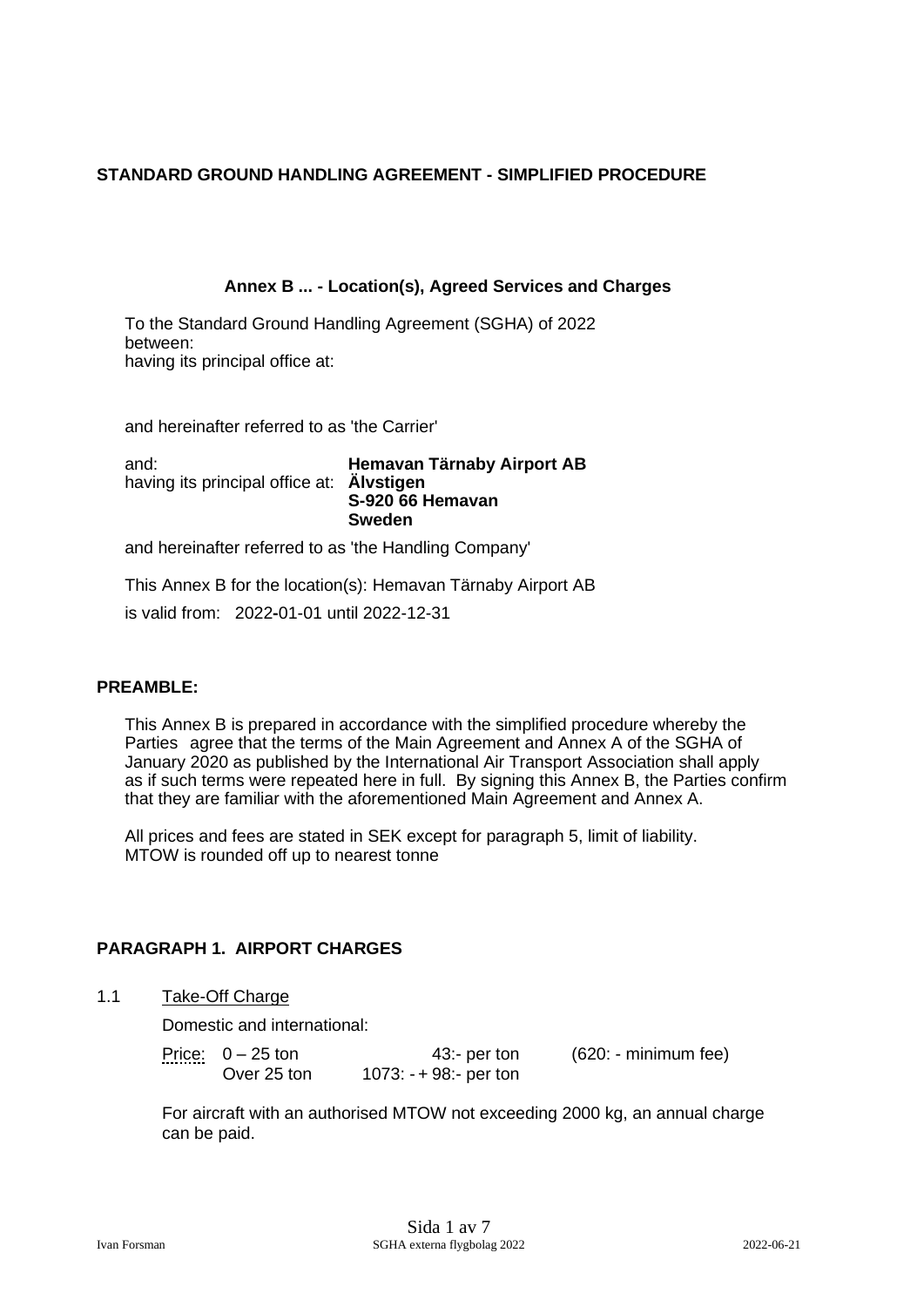**STANDARD GROUND HANDLING AGREEMENT - SIMPLIFIED PROCEDURE**

**Annex B ... - Location(s), Agreed Services and Charges**

To the Standard Ground Handling Agreement (SGHA) of 2022
between:
having its principal office at:

and hereinafter referred to as 'the Carrier'

and: **Hemavan Tärnaby Airport AB**
having its principal office at: **Älvstigen**
**S-920 66 Hemavan**
**Sweden**

and hereinafter referred to as 'the Handling Company'

This Annex B for the location(s): Hemavan Tärnaby Airport AB

is valid from: 2022-01-01 until 2022-12-31

**PREAMBLE:**

This Annex B is prepared in accordance with the simplified procedure whereby the Parties agree that the terms of the Main Agreement and Annex A of the SGHA of January 2020 as published by the International Air Transport Association shall apply as if such terms were repeated here in full. By signing this Annex B, the Parties confirm that they are familiar with the aforementioned Main Agreement and Annex A.

All prices and fees are stated in SEK except for paragraph 5, limit of liability.
MTOW is rounded off up to nearest tonne

**PARAGRAPH 1. AIRPORT CHARGES**

1.1 Take-Off Charge

Domestic and international:

| Price: | | | |
|---|---|---|---|
| | 0 – 25 ton | 43:- per ton | (620: - minimum fee) |
| | Over 25 ton | 1073: - + 98:- per ton | |

For aircraft with an authorised MTOW not exceeding 2000 kg, an annual charge can be paid.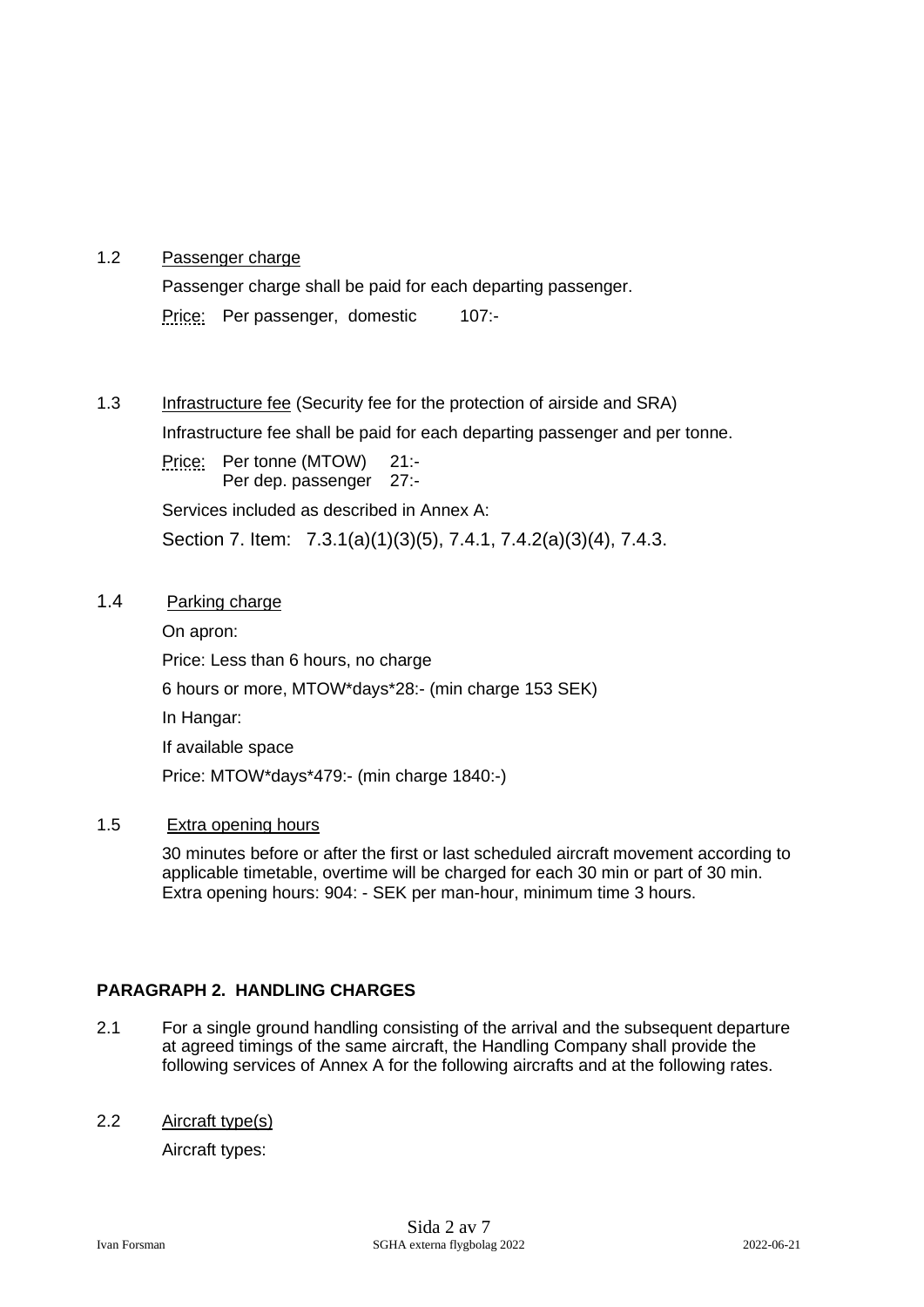1.2 Passenger charge

Passenger charge shall be paid for each departing passenger.

Price: Per passenger, domestic 107:-

1.3 Infrastructure fee (Security fee for the protection of airside and SRA)

Infrastructure fee shall be paid for each departing passenger and per tonne.

Price: Per tonne (MTOW) 21:-
Per dep. passenger 27:-

Services included as described in Annex A:

Section 7. Item: 7.3.1(a)(1)(3)(5), 7.4.1, 7.4.2(a)(3)(4), 7.4.3.

1.4 Parking charge

On apron:

Price: Less than 6 hours, no charge

6 hours or more, MTOW*days*28:- (min charge 153 SEK)

In Hangar:

If available space

Price: MTOW*days*479:- (min charge 1840:-)

1.5 Extra opening hours

30 minutes before or after the first or last scheduled aircraft movement according to applicable timetable, overtime will be charged for each 30 min or part of 30 min. Extra opening hours: 904: - SEK per man-hour, minimum time 3 hours.

**PARAGRAPH 2. HANDLING CHARGES**

2.1 For a single ground handling consisting of the arrival and the subsequent departure at agreed timings of the same aircraft, the Handling Company shall provide the following services of Annex A for the following aircrafts and at the following rates.

2.2 Aircraft type(s)

Aircraft types: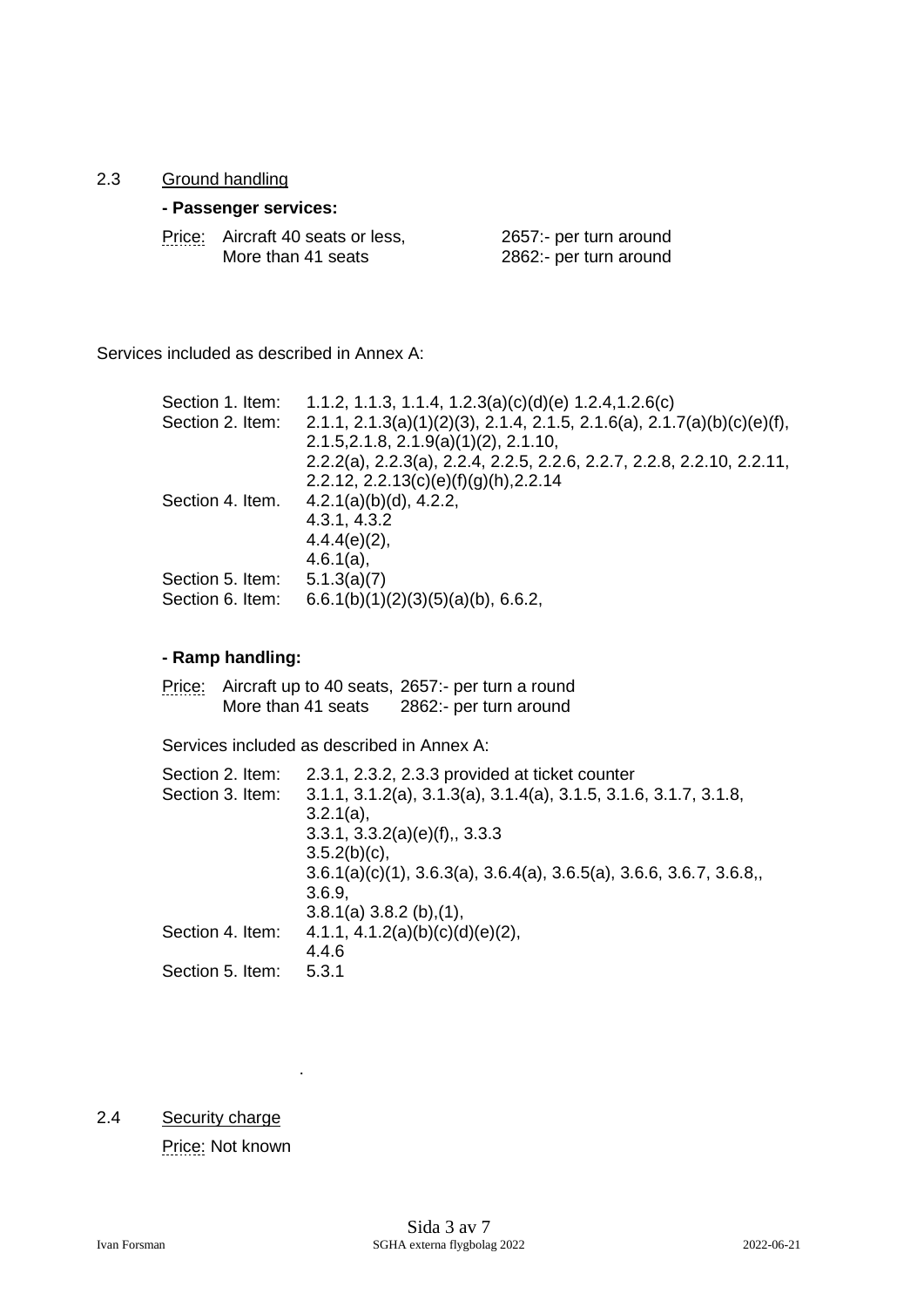## 2.3 Ground handling

**- Passenger services:**

| Price: | | |
|---|---|---|
| | Aircraft 40 seats or less, | 2657:- per turn around |
| | More than 41 seats | 2862:- per turn around |

Services included as described in Annex A:

| | |
|---|---|
| Section 1. Item: | 1.1.2, 1.1.3, 1.1.4, 1.2.3(a)(c)(d)(e) 1.2.4,1.2.6(c) |
| Section 2. Item: | 2.1.1, 2.1.3(a)(1)(2)(3), 2.1.4, 2.1.5, 2.1.6(a), 2.1.7(a)(b)(c)(e)(f), 2.1.5,2.1.8, 2.1.9(a)(1)(2), 2.1.10, 2.2.2(a), 2.2.3(a), 2.2.4, 2.2.5, 2.2.6, 2.2.7, 2.2.8, 2.2.10, 2.2.11, 2.2.12, 2.2.13(c)(e)(f)(g)(h),2.2.14 |
| Section 4. Item. | 4.2.1(a)(b)(d), 4.2.2, 4.3.1, 4.3.2 4.4.4(e)(2), 4.6.1(a), |
| Section 5. Item: | 5.1.3(a)(7) |
| Section 6. Item: | 6.6.1(b)(1)(2)(3)(5)(a)(b), 6.6.2, |

**- Ramp handling:**

| Price: | | |
|---|---|---|
| | Aircraft up to 40 seats, | 2657:- per turn a round |
| | More than 41 seats | 2862:- per turn around |

Services included as described in Annex A:

| | |
|---|---|
| Section 2. Item: | 2.3.1, 2.3.2, 2.3.3 provided at ticket counter |
| Section 3. Item: | 3.1.1, 3.1.2(a), 3.1.3(a), 3.1.4(a), 3.1.5, 3.1.6, 3.1.7, 3.1.8, 3.2.1(a), 3.3.1, 3.3.2(a)(e)(f),, 3.3.3 3.5.2(b)(c), 3.6.1(a)(c)(1), 3.6.3(a), 3.6.4(a), 3.6.5(a), 3.6.6, 3.6.7, 3.6.8,, 3.6.9, 3.8.1(a) 3.8.2 (b),(1), |
| Section 4. Item: | 4.1.1, 4.1.2(a)(b)(c)(d)(e)(2), 4.4.6 |
| Section 5. Item: | 5.3.1 |

.

## 2.4 Security charge

Price: Not known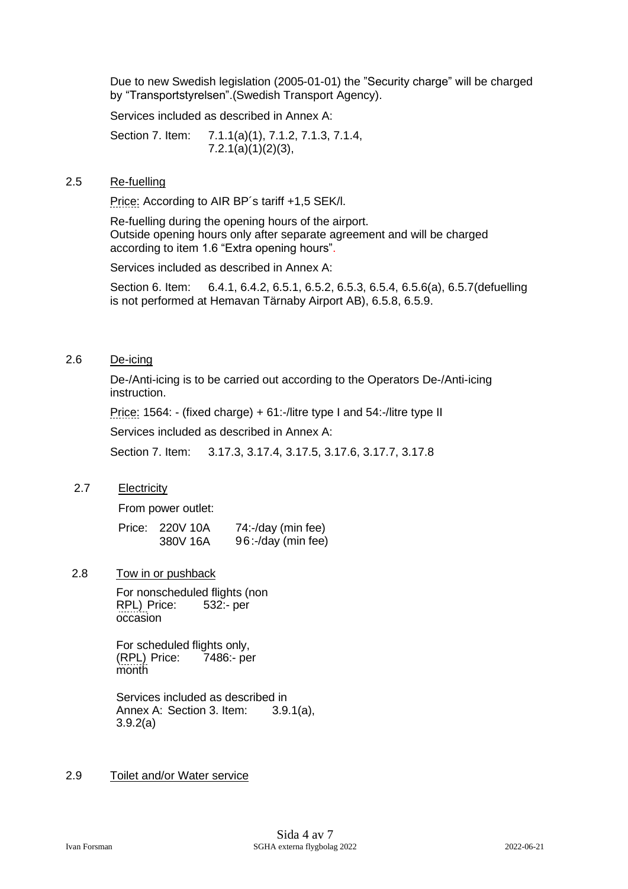Due to new Swedish legislation (2005-01-01) the "Security charge" will be charged by "Transportstyrelsen".(Swedish Transport Agency).

Services included as described in Annex A:

Section 7. Item: 7.1.1(a)(1), 7.1.2, 7.1.3, 7.1.4, 7.2.1(a)(1)(2)(3),

## 2.5 Re-fuelling

Price: According to AIR BP´s tariff +1,5 SEK/l.

Re-fuelling during the opening hours of the airport.
Outside opening hours only after separate agreement and will be charged according to item 1.6 "Extra opening hours".

Services included as described in Annex A:

Section 6. Item: 6.4.1, 6.4.2, 6.5.1, 6.5.2, 6.5.3, 6.5.4, 6.5.6(a), 6.5.7(defuelling is not performed at Hemavan Tärnaby Airport AB), 6.5.8, 6.5.9.

## 2.6 De-icing

De-/Anti-icing is to be carried out according to the Operators De-/Anti-icing instruction.

Price: 1564: - (fixed charge) + 61:-/litre type I and 54:-/litre type II

Services included as described in Annex A:

Section 7. Item: 3.17.3, 3.17.4, 3.17.5, 3.17.6, 3.17.7, 3.17.8

## 2.7 Electricity

From power outlet:

| Price: | 220V 10A | 74:-/day (min fee) |
|---|---|---|
| | 380V 16A | 96:-/day (min fee) |

## 2.8 Tow in or pushback

For nonscheduled flights (non RPL) Price: 532:- per occasion

For scheduled flights only, (RPL) Price: 7486:- per month

Services included as described in Annex A: Section 3. Item: 3.9.1(a), 3.9.2(a)

## 2.9 Toilet and/or Water service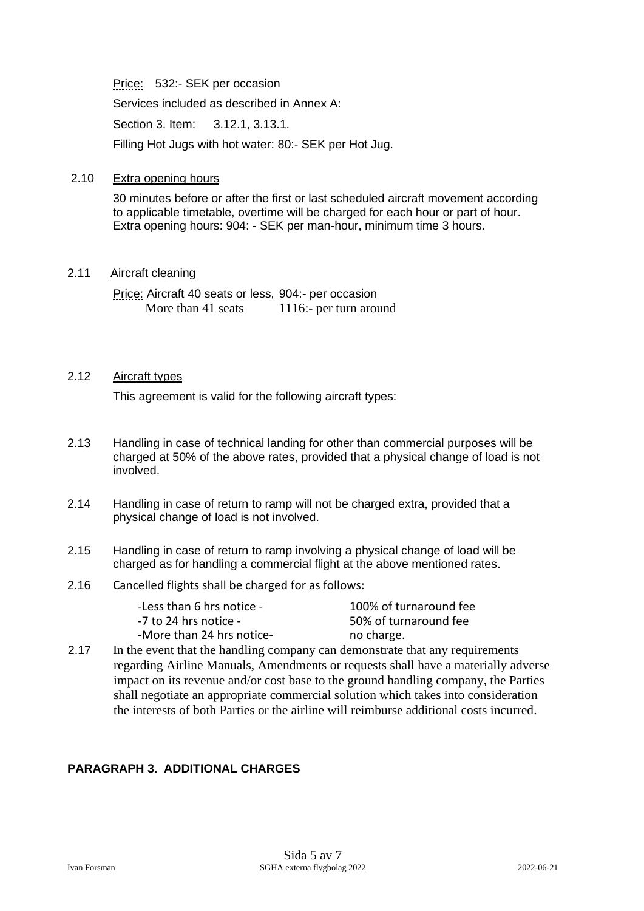Price: 532:- SEK per occasion

Services included as described in Annex A:

Section 3. Item: 3.12.1, 3.13.1.

Filling Hot Jugs with hot water: 80:- SEK per Hot Jug.

2.10 Extra opening hours

30 minutes before or after the first or last scheduled aircraft movement according to applicable timetable, overtime will be charged for each hour or part of hour. Extra opening hours: 904: - SEK per man-hour, minimum time 3 hours.

2.11 Aircraft cleaning

Price: Aircraft 40 seats or less, 904:- per occasion
More than 41 seats 1116:- per turn around

2.12 Aircraft types

This agreement is valid for the following aircraft types:

2.13 Handling in case of technical landing for other than commercial purposes will be charged at 50% of the above rates, provided that a physical change of load is not involved.

2.14 Handling in case of return to ramp will not be charged extra, provided that a physical change of load is not involved.

2.15 Handling in case of return to ramp involving a physical change of load will be charged as for handling a commercial flight at the above mentioned rates.

2.16 Cancelled flights shall be charged for as follows:

| | |
|---|---|
| -Less than 6 hrs notice - | 100% of turnaround fee |
| -7 to 24 hrs notice - | 50% of turnaround fee |
| -More than 24 hrs notice- | no charge. |

2.17 In the event that the handling company can demonstrate that any requirements regarding Airline Manuals, Amendments or requests shall have a materially adverse impact on its revenue and/or cost base to the ground handling company, the Parties shall negotiate an appropriate commercial solution which takes into consideration the interests of both Parties or the airline will reimburse additional costs incurred.

**PARAGRAPH 3. ADDITIONAL CHARGES**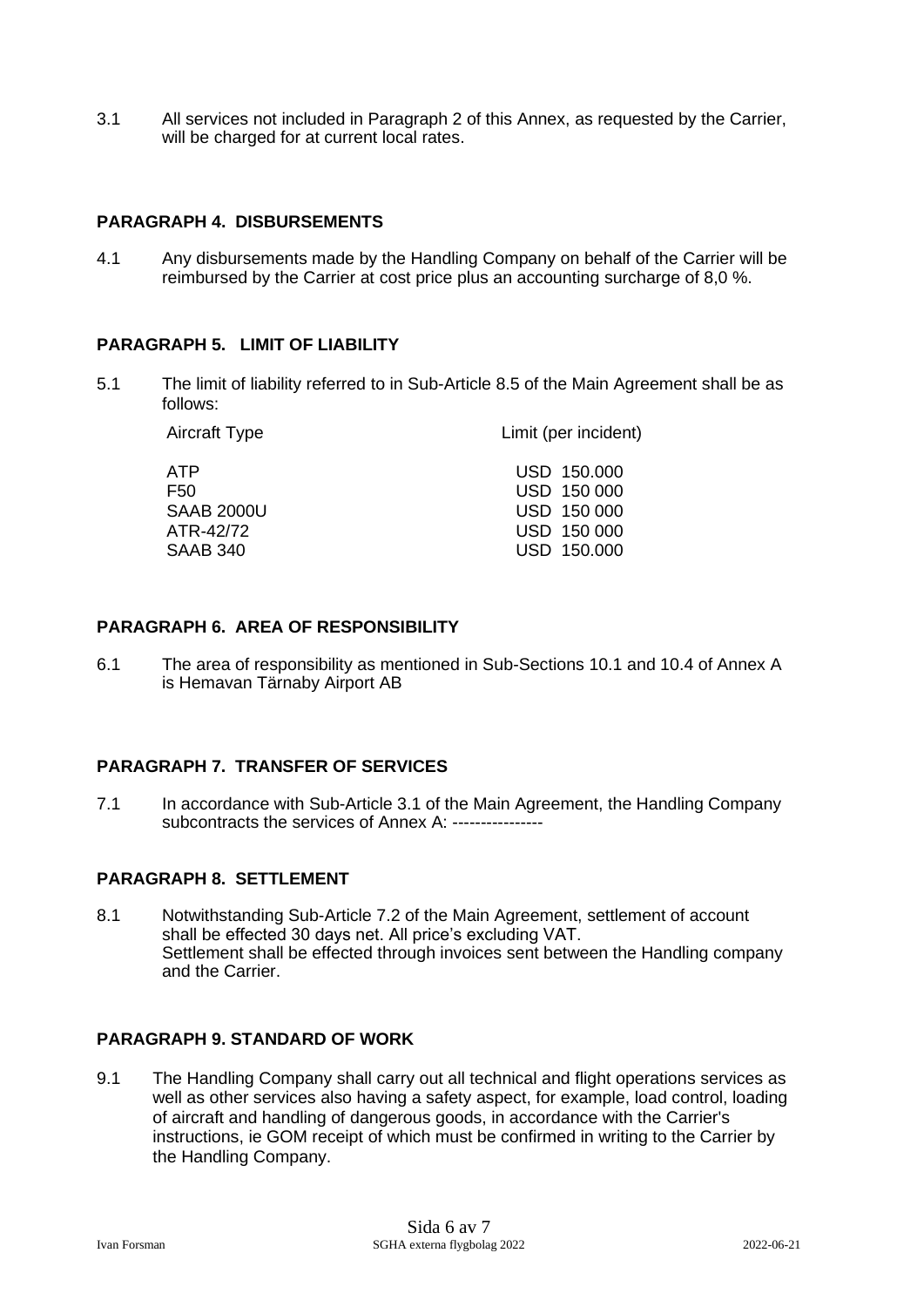3.1 All services not included in Paragraph 2 of this Annex, as requested by the Carrier, will be charged for at current local rates.

## PARAGRAPH 4. DISBURSEMENTS

4.1 Any disbursements made by the Handling Company on behalf of the Carrier will be reimbursed by the Carrier at cost price plus an accounting surcharge of 8,0 %.

## PARAGRAPH 5. LIMIT OF LIABILITY

5.1 The limit of liability referred to in Sub-Article 8.5 of the Main Agreement shall be as follows:

| Aircraft Type | Limit (per incident) |
|---|---|
| ATP | USD 150.000 |
| F50 | USD 150 000 |
| SAAB 2000U | USD 150 000 |
| ATR-42/72 | USD 150 000 |
| SAAB 340 | USD 150.000 |

## PARAGRAPH 6. AREA OF RESPONSIBILITY

6.1 The area of responsibility as mentioned in Sub-Sections 10.1 and 10.4 of Annex A is Hemavan Tärnaby Airport AB

## PARAGRAPH 7. TRANSFER OF SERVICES

7.1 In accordance with Sub-Article 3.1 of the Main Agreement, the Handling Company subcontracts the services of Annex A: ----------------

## PARAGRAPH 8. SETTLEMENT

8.1 Notwithstanding Sub-Article 7.2 of the Main Agreement, settlement of account shall be effected 30 days net. All price's excluding VAT.
Settlement shall be effected through invoices sent between the Handling company and the Carrier.

## PARAGRAPH 9. STANDARD OF WORK

9.1 The Handling Company shall carry out all technical and flight operations services as well as other services also having a safety aspect, for example, load control, loading of aircraft and handling of dangerous goods, in accordance with the Carrier's instructions, ie GOM receipt of which must be confirmed in writing to the Carrier by the Handling Company.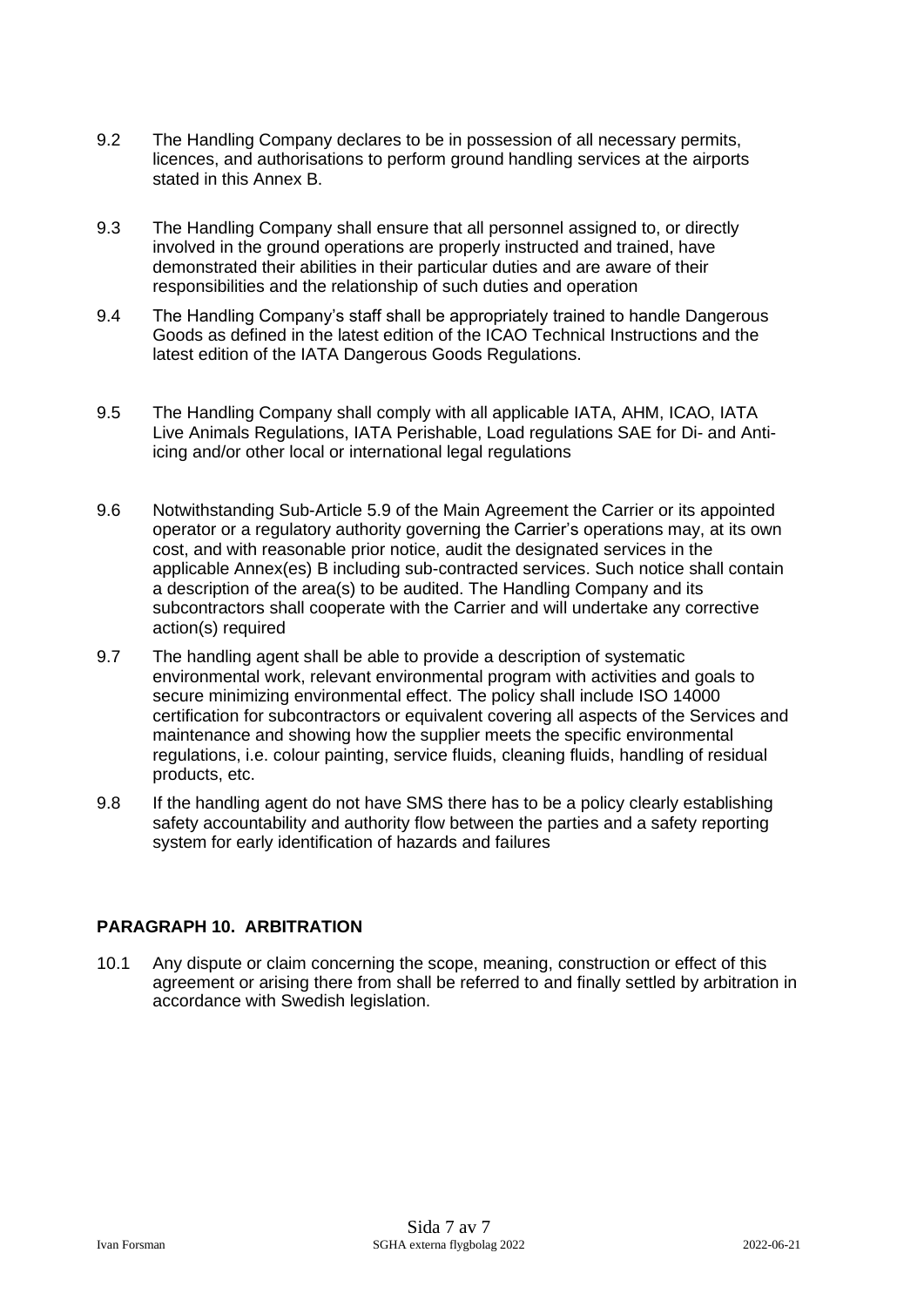9.2 The Handling Company declares to be in possession of all necessary permits, licences, and authorisations to perform ground handling services at the airports stated in this Annex B.

9.3 The Handling Company shall ensure that all personnel assigned to, or directly involved in the ground operations are properly instructed and trained, have demonstrated their abilities in their particular duties and are aware of their responsibilities and the relationship of such duties and operation

9.4 The Handling Company's staff shall be appropriately trained to handle Dangerous Goods as defined in the latest edition of the ICAO Technical Instructions and the latest edition of the IATA Dangerous Goods Regulations.

9.5 The Handling Company shall comply with all applicable IATA, AHM, ICAO, IATA Live Animals Regulations, IATA Perishable, Load regulations SAE for Di- and Anti-icing and/or other local or international legal regulations

9.6 Notwithstanding Sub-Article 5.9 of the Main Agreement the Carrier or its appointed operator or a regulatory authority governing the Carrier's operations may, at its own cost, and with reasonable prior notice, audit the designated services in the applicable Annex(es) B including sub-contracted services. Such notice shall contain a description of the area(s) to be audited. The Handling Company and its subcontractors shall cooperate with the Carrier and will undertake any corrective action(s) required

9.7 The handling agent shall be able to provide a description of systematic environmental work, relevant environmental program with activities and goals to secure minimizing environmental effect. The policy shall include ISO 14000 certification for subcontractors or equivalent covering all aspects of the Services and maintenance and showing how the supplier meets the specific environmental regulations, i.e. colour painting, service fluids, cleaning fluids, handling of residual products, etc.

9.8 If the handling agent do not have SMS there has to be a policy clearly establishing safety accountability and authority flow between the parties and a safety reporting system for early identification of hazards and failures

## PARAGRAPH 10. ARBITRATION

10.1 Any dispute or claim concerning the scope, meaning, construction or effect of this agreement or arising there from shall be referred to and finally settled by arbitration in accordance with Swedish legislation.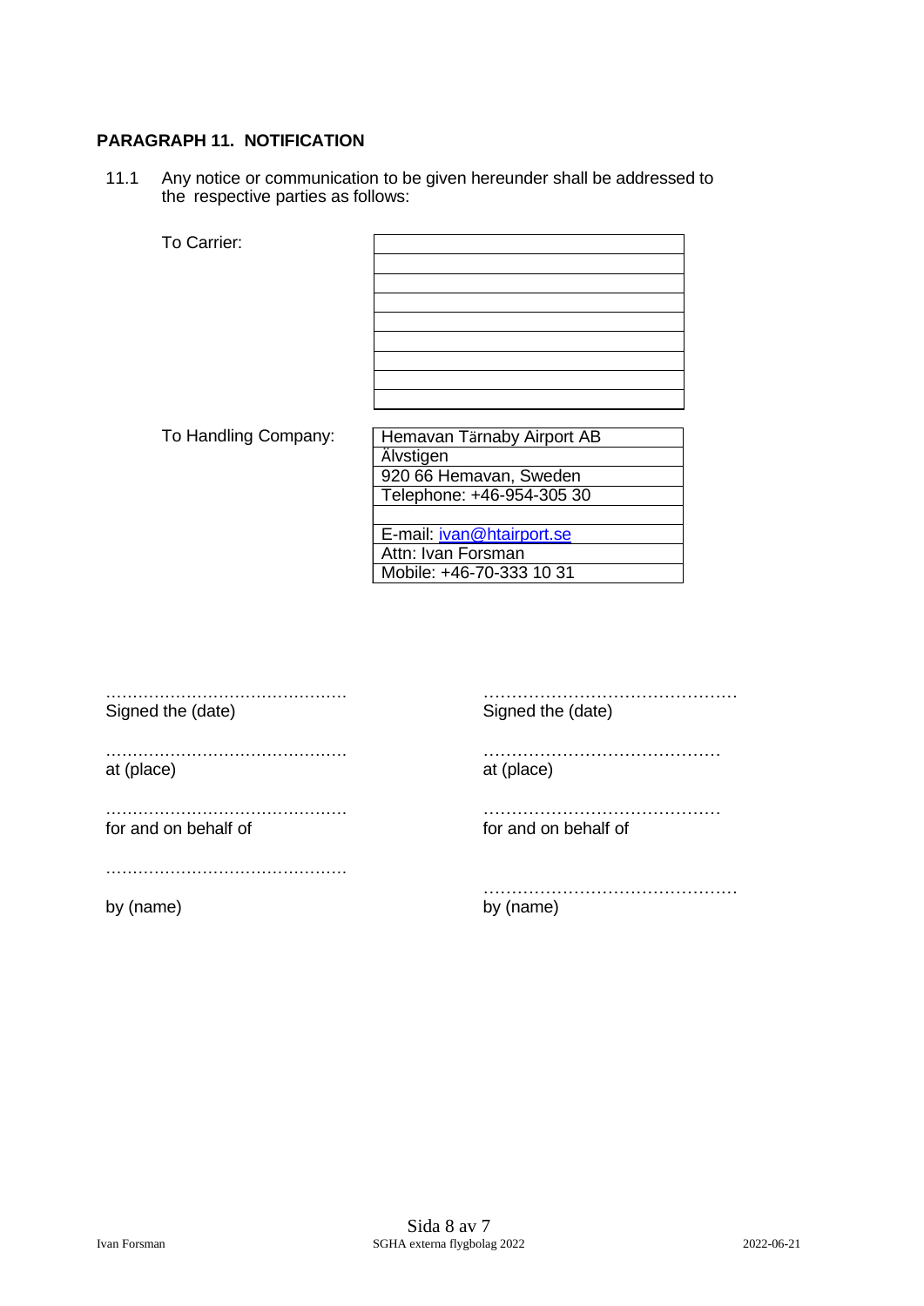## PARAGRAPH 11. NOTIFICATION

11.1 Any notice or communication to be given hereunder shall be addressed to the respective parties as follows:

To Carrier:

| |
|---|
| |
| |
| |
| |
| |
| |
| |
| |

To Handling Company:

| |
|---|
| Hemavan Tärnaby Airport AB |
| Älvstigen |
| 920 66 Hemavan, Sweden |
| Telephone: +46-954-305 30 |
| |
| E-mail: ivan@htairport.se |
| Attn: Ivan Forsman |
| Mobile: +46-70-333 10 31 |

………………………………………
Signed the (date)

………………………………………
at (place)

………………………………………
for and on behalf of

………………………………………
by (name)

………………………………………
Signed the (date)

……………………………………
at (place)

……………………………………
for and on behalf of

………………………………………
by (name)